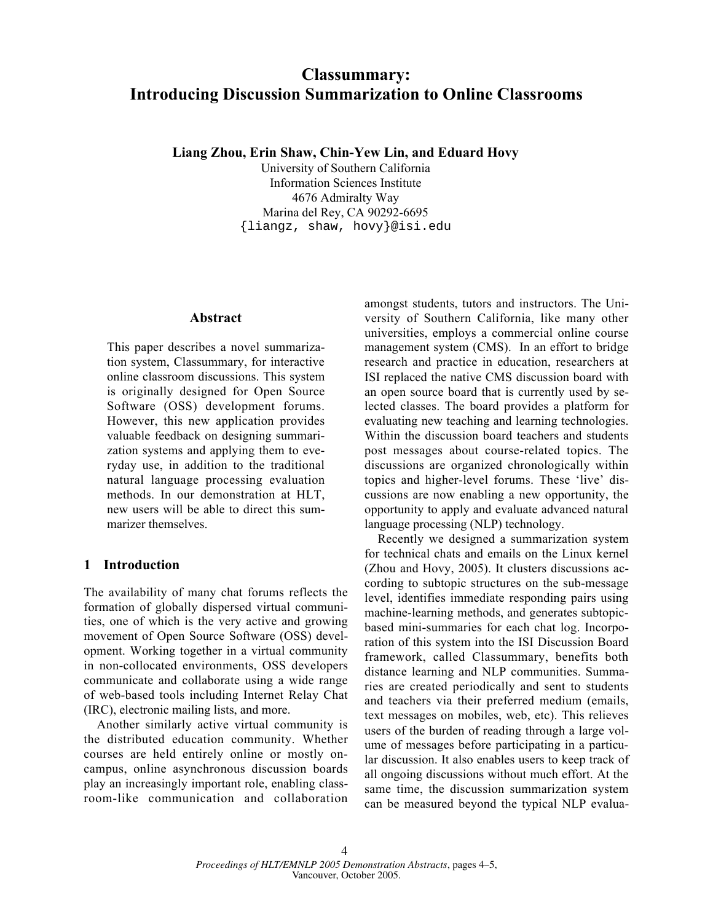# Classummary: Introducing Discussion Summarization to Online Classrooms

**Liang Zhou, Erin Shaw, Chin-Yew Lin, and Eduard Hovy**

University of Southern California
Information Sciences Institute
4676 Admiralty Way
Marina del Rey, CA 90292-6695
{liangz, shaw, hovy}@isi.edu

## Abstract

This paper describes a novel summarization system, Classummary, for interactive online classroom discussions. This system is originally designed for Open Source Software (OSS) development forums. However, this new application provides valuable feedback on designing summarization systems and applying them to everyday use, in addition to the traditional natural language processing evaluation methods. In our demonstration at HLT, new users will be able to direct this summarizer themselves.

## 1 Introduction

The availability of many chat forums reflects the formation of globally dispersed virtual communities, one of which is the very active and growing movement of Open Source Software (OSS) development. Working together in a virtual community in non-collocated environments, OSS developers communicate and collaborate using a wide range of web-based tools including Internet Relay Chat (IRC), electronic mailing lists, and more.

Another similarly active virtual community is the distributed education community. Whether courses are held entirely online or mostly on-campus, online asynchronous discussion boards play an increasingly important role, enabling classroom-like communication and collaboration amongst students, tutors and instructors. The University of Southern California, like many other universities, employs a commercial online course management system (CMS). In an effort to bridge research and practice in education, researchers at ISI replaced the native CMS discussion board with an open source board that is currently used by selected classes. The board provides a platform for evaluating new teaching and learning technologies. Within the discussion board teachers and students post messages about course-related topics. The discussions are organized chronologically within topics and higher-level forums. These 'live' discussions are now enabling a new opportunity, the opportunity to apply and evaluate advanced natural language processing (NLP) technology.

Recently we designed a summarization system for technical chats and emails on the Linux kernel (Zhou and Hovy, 2005). It clusters discussions according to subtopic structures on the sub-message level, identifies immediate responding pairs using machine-learning methods, and generates subtopic-based mini-summaries for each chat log. Incorporation of this system into the ISI Discussion Board framework, called Classummary, benefits both distance learning and NLP communities. Summaries are created periodically and sent to students and teachers via their preferred medium (emails, text messages on mobiles, web, etc). This relieves users of the burden of reading through a large volume of messages before participating in a particular discussion. It also enables users to keep track of all ongoing discussions without much effort. At the same time, the discussion summarization system can be measured beyond the typical NLP evalua-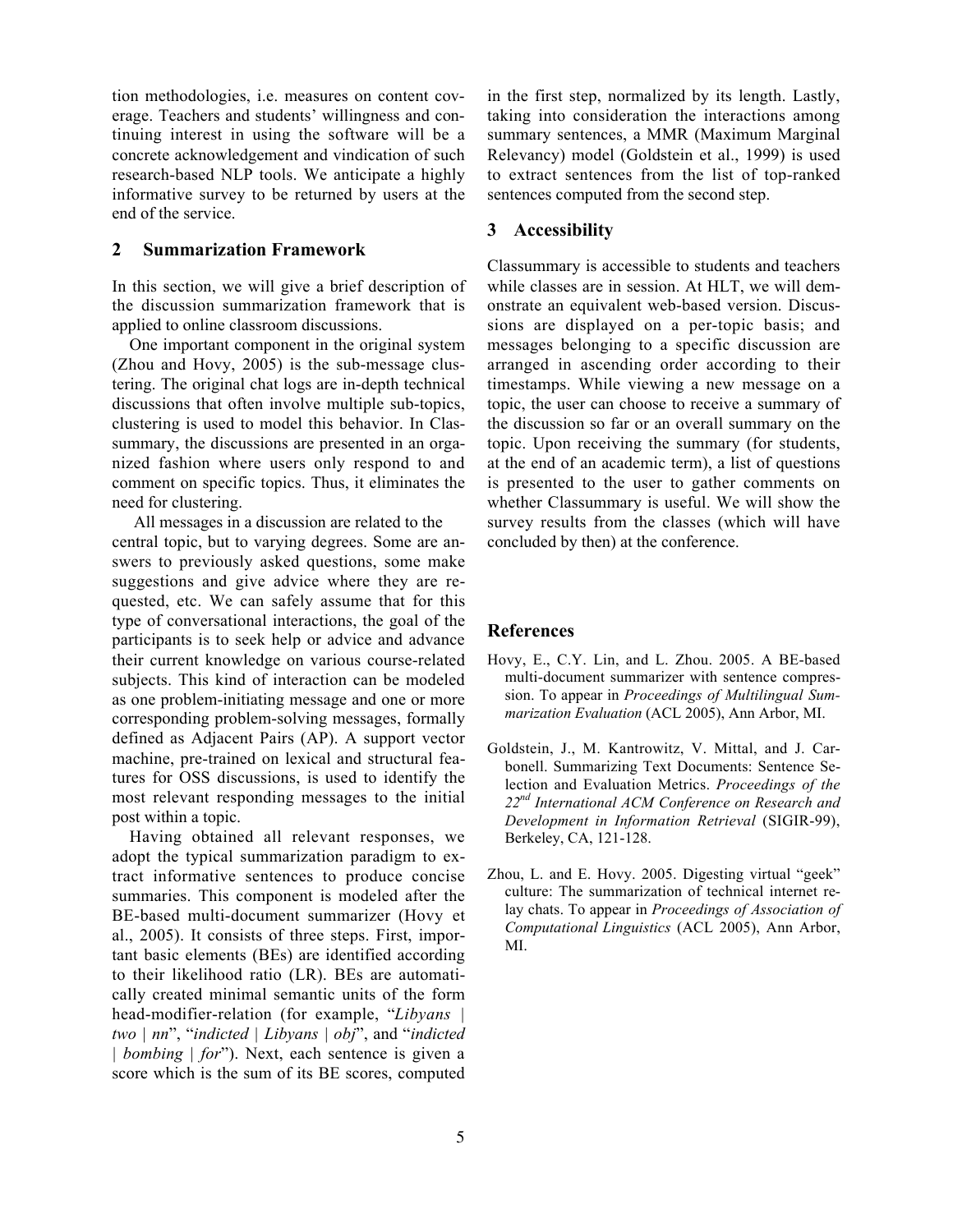tion methodologies, i.e. measures on content coverage. Teachers and students' willingness and continuing interest in using the software will be a concrete acknowledgement and vindication of such research-based NLP tools. We anticipate a highly informative survey to be returned by users at the end of the service.

## 2 Summarization Framework

In this section, we will give a brief description of the discussion summarization framework that is applied to online classroom discussions.

One important component in the original system (Zhou and Hovy, 2005) is the sub-message clustering. The original chat logs are in-depth technical discussions that often involve multiple sub-topics, clustering is used to model this behavior. In Classummary, the discussions are presented in an organized fashion where users only respond to and comment on specific topics. Thus, it eliminates the need for clustering.

All messages in a discussion are related to the central topic, but to varying degrees. Some are answers to previously asked questions, some make suggestions and give advice where they are requested, etc. We can safely assume that for this type of conversational interactions, the goal of the participants is to seek help or advice and advance their current knowledge on various course-related subjects. This kind of interaction can be modeled as one problem-initiating message and one or more corresponding problem-solving messages, formally defined as Adjacent Pairs (AP). A support vector machine, pre-trained on lexical and structural features for OSS discussions, is used to identify the most relevant responding messages to the initial post within a topic.

Having obtained all relevant responses, we adopt the typical summarization paradigm to extract informative sentences to produce concise summaries. This component is modeled after the BE-based multi-document summarizer (Hovy et al., 2005). It consists of three steps. First, important basic elements (BEs) are identified according to their likelihood ratio (LR). BEs are automatically created minimal semantic units of the form head-modifier-relation (for example, "*Libyans | two | nn*", "*indicted | Libyans | obj*", and "*indicted | bombing | for*"). Next, each sentence is given a score which is the sum of its BE scores, computed in the first step, normalized by its length. Lastly, taking into consideration the interactions among summary sentences, a MMR (Maximum Marginal Relevancy) model (Goldstein et al., 1999) is used to extract sentences from the list of top-ranked sentences computed from the second step.

## 3 Accessibility

Classummary is accessible to students and teachers while classes are in session. At HLT, we will demonstrate an equivalent web-based version. Discussions are displayed on a per-topic basis; and messages belonging to a specific discussion are arranged in ascending order according to their timestamps. While viewing a new message on a topic, the user can choose to receive a summary of the discussion so far or an overall summary on the topic. Upon receiving the summary (for students, at the end of an academic term), a list of questions is presented to the user to gather comments on whether Classummary is useful. We will show the survey results from the classes (which will have concluded by then) at the conference.

## References

Hovy, E., C.Y. Lin, and L. Zhou. 2005. A BE-based multi-document summarizer with sentence compression. To appear in *Proceedings of Multilingual Summarization Evaluation* (ACL 2005), Ann Arbor, MI.

Goldstein, J., M. Kantrowitz, V. Mittal, and J. Carbonell. Summarizing Text Documents: Sentence Selection and Evaluation Metrics. *Proceedings of the 22nd International ACM Conference on Research and Development in Information Retrieval* (SIGIR-99), Berkeley, CA, 121-128.

Zhou, L. and E. Hovy. 2005. Digesting virtual "geek" culture: The summarization of technical internet relay chats. To appear in *Proceedings of Association of Computational Linguistics* (ACL 2005), Ann Arbor, MI.